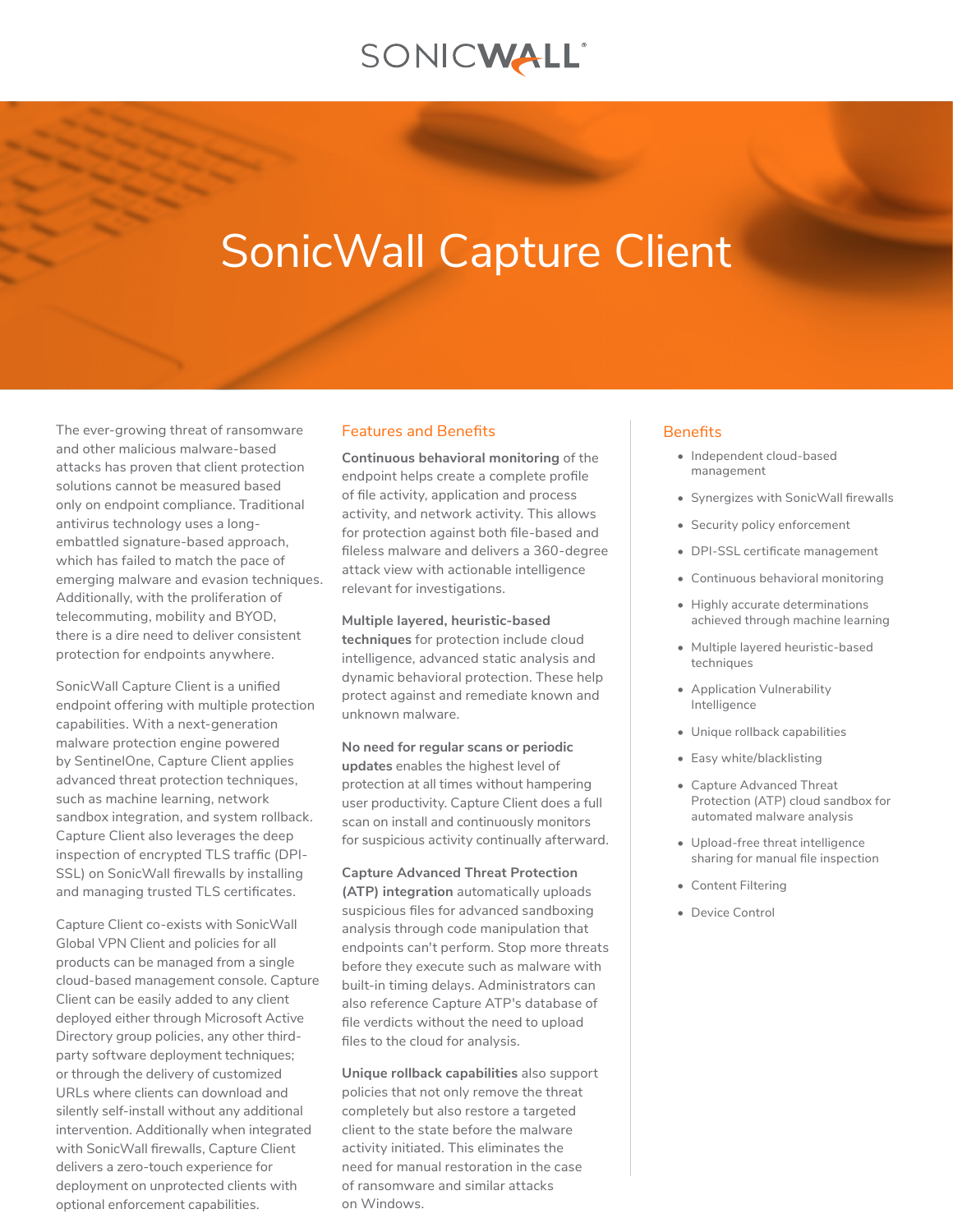# SonicWall Capture Client

The ever-growing threat of ransomware and other malicious malware-based attacks has proven that client protection solutions cannot be measured based only on endpoint compliance. Traditional antivirus technology uses a long-embattled signature-based approach, which has failed to match the pace of emerging malware and evasion techniques. Additionally, with the proliferation of telecommuting, mobility and BYOD, there is a dire need to deliver consistent protection for endpoints anywhere.

SonicWall Capture Client is a unified endpoint offering with multiple protection capabilities. With a next-generation malware protection engine powered by SentinelOne, Capture Client applies advanced threat protection techniques, such as machine learning, network sandbox integration, and system rollback. Capture Client also leverages the deep inspection of encrypted TLS traffic (DPI-SSL) on SonicWall firewalls by installing and managing trusted TLS certificates.

Capture Client co-exists with SonicWall Global VPN Client and policies for all products can be managed from a single cloud-based management console. Capture Client can be easily added to any client deployed either through Microsoft Active Directory group policies, any other third-party software deployment techniques; or through the delivery of customized URLs where clients can download and silently self-install without any additional intervention. Additionally when integrated with SonicWall firewalls, Capture Client delivers a zero-touch experience for deployment on unprotected clients with optional enforcement capabilities.

## Features and Benefits

**Continuous behavioral monitoring** of the endpoint helps create a complete profile of file activity, application and process activity, and network activity. This allows for protection against both file-based and fileless malware and delivers a 360-degree attack view with actionable intelligence relevant for investigations.

**Multiple layered, heuristic-based techniques** for protection include cloud intelligence, advanced static analysis and dynamic behavioral protection. These help protect against and remediate known and unknown malware.

**No need for regular scans or periodic updates** enables the highest level of protection at all times without hampering user productivity. Capture Client does a full scan on install and continuously monitors for suspicious activity continually afterward.

**Capture Advanced Threat Protection (ATP) integration** automatically uploads suspicious files for advanced sandboxing analysis through code manipulation that endpoints can't perform. Stop more threats before they execute such as malware with built-in timing delays. Administrators can also reference Capture ATP's database of file verdicts without the need to upload files to the cloud for analysis.

**Unique rollback capabilities** also support policies that not only remove the threat completely but also restore a targeted client to the state before the malware activity initiated. This eliminates the need for manual restoration in the case of ransomware and similar attacks on Windows.

## Benefits

- Independent cloud-based management
- Synergizes with SonicWall firewalls
- Security policy enforcement
- DPI-SSL certificate management
- Continuous behavioral monitoring
- Highly accurate determinations achieved through machine learning
- Multiple layered heuristic-based techniques
- Application Vulnerability Intelligence
- Unique rollback capabilities
- Easy white/blacklisting
- Capture Advanced Threat Protection (ATP) cloud sandbox for automated malware analysis
- Upload-free threat intelligence sharing for manual file inspection
- Content Filtering
- Device Control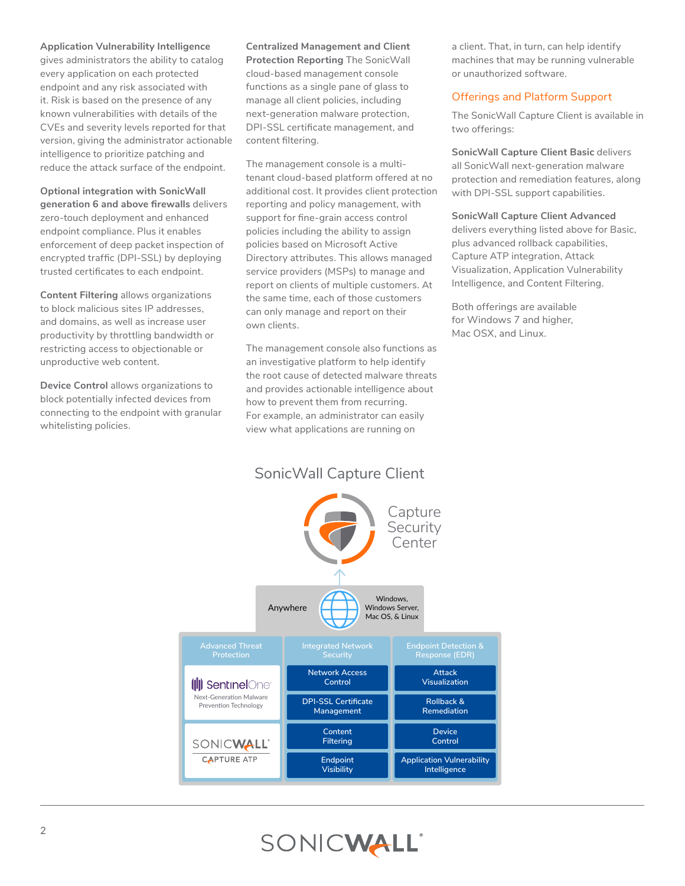**Application Vulnerability Intelligence** gives administrators the ability to catalog every application on each protected endpoint and any risk associated with it. Risk is based on the presence of any known vulnerabilities with details of the CVEs and severity levels reported for that version, giving the administrator actionable intelligence to prioritize patching and reduce the attack surface of the endpoint.

**Optional integration with SonicWall generation 6 and above firewalls** delivers zero-touch deployment and enhanced endpoint compliance. Plus it enables enforcement of deep packet inspection of encrypted traffic (DPI-SSL) by deploying trusted certificates to each endpoint.

**Content Filtering** allows organizations to block malicious sites IP addresses, and domains, as well as increase user productivity by throttling bandwidth or restricting access to objectionable or unproductive web content.

**Device Control** allows organizations to block potentially infected devices from connecting to the endpoint with granular whitelisting policies.

**Centralized Management and Client Protection Reporting** The SonicWall cloud-based management console functions as a single pane of glass to manage all client policies, including next-generation malware protection, DPI-SSL certificate management, and content filtering.

The management console is a multi-tenant cloud-based platform offered at no additional cost. It provides client protection reporting and policy management, with support for fine-grain access control policies including the ability to assign policies based on Microsoft Active Directory attributes. This allows managed service providers (MSPs) to manage and report on clients of multiple customers. At the same time, each of those customers can only manage and report on their own clients.

The management console also functions as an investigative platform to help identify the root cause of detected malware threats and provides actionable intelligence about how to prevent them from recurring. For example, an administrator can easily view what applications are running on a client. That, in turn, can help identify machines that may be running vulnerable or unauthorized software.

## Offerings and Platform Support

The SonicWall Capture Client is available in two offerings:

**SonicWall Capture Client Basic** delivers all SonicWall next-generation malware protection and remediation features, along with DPI-SSL support capabilities.

**SonicWall Capture Client Advanced** delivers everything listed above for Basic, plus advanced rollback capabilities, Capture ATP integration, Attack Visualization, Application Vulnerability Intelligence, and Content Filtering.

Both offerings are available for Windows 7 and higher, Mac OSX, and Linux.

### SonicWall Capture Client

Capture Security Center

Anywhere — Windows, Windows Server, Mac OS, & Linux

| Advanced Threat Protection | Integrated Network Security | Endpoint Detection & Response (EDR) |
|---|---|---|
| SentinelOne Next-Generation Malware Prevention Technology | Network Access Control | Attack Visualization |
| SonicWall Capture ATP | DPI-SSL Certificate Management | Rollback & Remediation |
| | Content Filtering | Device Control |
| | Endpoint Visibility | Application Vulnerability Intelligence |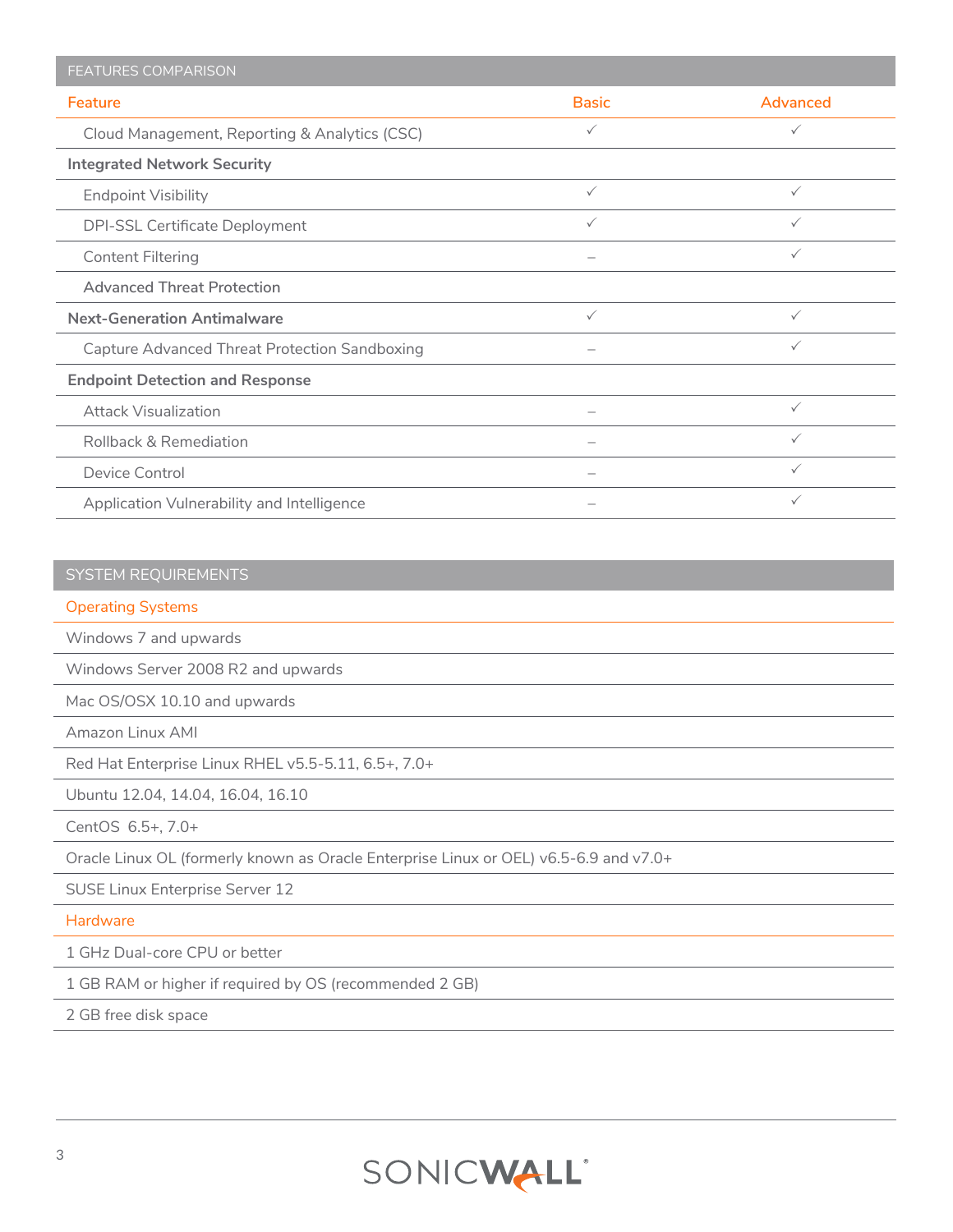## FEATURES COMPARISON

| Feature | Basic | Advanced |
|---|---|---|
| Cloud Management, Reporting & Analytics (CSC) | ✓ | ✓ |
| **Integrated Network Security** | | |
| Endpoint Visibility | ✓ | ✓ |
| DPI-SSL Certificate Deployment | ✓ | ✓ |
| Content Filtering | – | ✓ |
| Advanced Threat Protection | | |
| **Next-Generation Antimalware** | ✓ | ✓ |
| Capture Advanced Threat Protection Sandboxing | – | ✓ |
| **Endpoint Detection and Response** | | |
| Attack Visualization | – | ✓ |
| Rollback & Remediation | – | ✓ |
| Device Control | – | ✓ |
| Application Vulnerability and Intelligence | – | ✓ |

## SYSTEM REQUIREMENTS

| Operating Systems |
|---|
| Windows 7 and upwards |
| Windows Server 2008 R2 and upwards |
| Mac OS/OSX 10.10 and upwards |
| Amazon Linux AMI |
| Red Hat Enterprise Linux RHEL v5.5-5.11, 6.5+, 7.0+ |
| Ubuntu 12.04, 14.04, 16.04, 16.10 |
| CentOS 6.5+, 7.0+ |
| Oracle Linux OL (formerly known as Oracle Enterprise Linux or OEL) v6.5-6.9 and v7.0+ |
| SUSE Linux Enterprise Server 12 |
| **Hardware** |
| 1 GHz Dual-core CPU or better |
| 1 GB RAM or higher if required by OS (recommended 2 GB) |
| 2 GB free disk space |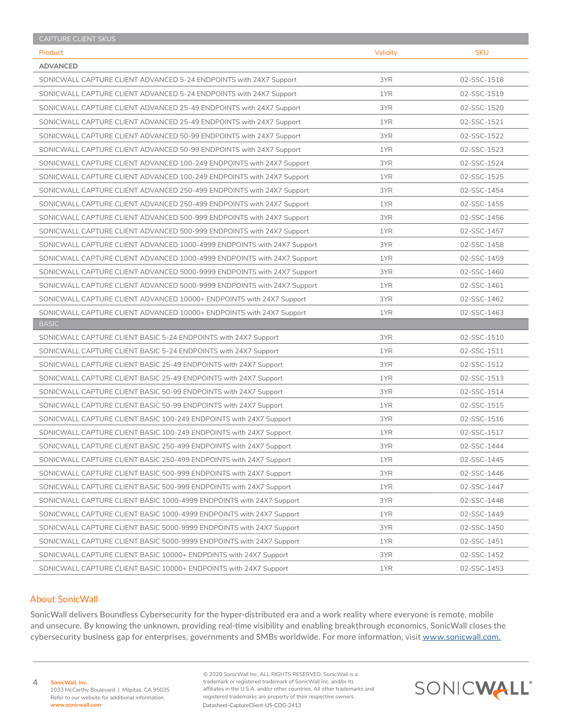| CAPTURE CLIENT SKUS | | |
|---|---|---|
| Product | Validity | SKU |
| **ADVANCED** | | |
| SONICWALL CAPTURE CLIENT ADVANCED 5-24 ENDPOINTS with 24X7 Support | 3YR | 02-SSC-1518 |
| SONICWALL CAPTURE CLIENT ADVANCED 5-24 ENDPOINTS with 24X7 Support | 1YR | 02-SSC-1519 |
| SONICWALL CAPTURE CLIENT ADVANCED 25-49 ENDPOINTS with 24X7 Support | 3YR | 02-SSC-1520 |
| SONICWALL CAPTURE CLIENT ADVANCED 25-49 ENDPOINTS with 24X7 Support | 1YR | 02-SSC-1521 |
| SONICWALL CAPTURE CLIENT ADVANCED 50-99 ENDPOINTS with 24X7 Support | 3YR | 02-SSC-1522 |
| SONICWALL CAPTURE CLIENT ADVANCED 50-99 ENDPOINTS with 24X7 Support | 1YR | 02-SSC-1523 |
| SONICWALL CAPTURE CLIENT ADVANCED 100-249 ENDPOINTS with 24X7 Support | 3YR | 02-SSC-1524 |
| SONICWALL CAPTURE CLIENT ADVANCED 100-249 ENDPOINTS with 24X7 Support | 1YR | 02-SSC-1525 |
| SONICWALL CAPTURE CLIENT ADVANCED 250-499 ENDPOINTS with 24X7 Support | 3YR | 02-SSC-1454 |
| SONICWALL CAPTURE CLIENT ADVANCED 250-499 ENDPOINTS with 24X7 Support | 1YR | 02-SSC-1455 |
| SONICWALL CAPTURE CLIENT ADVANCED 500-999 ENDPOINTS with 24X7 Support | 3YR | 02-SSC-1456 |
| SONICWALL CAPTURE CLIENT ADVANCED 500-999 ENDPOINTS with 24X7 Support | 1YR | 02-SSC-1457 |
| SONICWALL CAPTURE CLIENT ADVANCED 1000-4999 ENDPOINTS with 24X7 Support | 3YR | 02-SSC-1458 |
| SONICWALL CAPTURE CLIENT ADVANCED 1000-4999 ENDPOINTS with 24X7 Support | 1YR | 02-SSC-1459 |
| SONICWALL CAPTURE CLIENT ADVANCED 5000-9999 ENDPOINTS with 24X7 Support | 3YR | 02-SSC-1460 |
| SONICWALL CAPTURE CLIENT ADVANCED 5000-9999 ENDPOINTS with 24X7 Support | 1YR | 02-SSC-1461 |
| SONICWALL CAPTURE CLIENT ADVANCED 10000+ ENDPOINTS with 24X7 Support | 3YR | 02-SSC-1462 |
| SONICWALL CAPTURE CLIENT ADVANCED 10000+ ENDPOINTS with 24X7 Support | 1YR | 02-SSC-1463 |
| BASIC | | |
| SONICWALL CAPTURE CLIENT BASIC 5-24 ENDPOINTS with 24X7 Support | 3YR | 02-SSC-1510 |
| SONICWALL CAPTURE CLIENT BASIC 5-24 ENDPOINTS with 24X7 Support | 1YR | 02-SSC-1511 |
| SONICWALL CAPTURE CLIENT BASIC 25-49 ENDPOINTS with 24X7 Support | 3YR | 02-SSC-1512 |
| SONICWALL CAPTURE CLIENT BASIC 25-49 ENDPOINTS with 24X7 Support | 1YR | 02-SSC-1513 |
| SONICWALL CAPTURE CLIENT BASIC 50-99 ENDPOINTS with 24X7 Support | 3YR | 02-SSC-1514 |
| SONICWALL CAPTURE CLIENT BASIC 50-99 ENDPOINTS with 24X7 Support | 1YR | 02-SSC-1515 |
| SONICWALL CAPTURE CLIENT BASIC 100-249 ENDPOINTS with 24X7 Support | 3YR | 02-SSC-1516 |
| SONICWALL CAPTURE CLIENT BASIC 100-249 ENDPOINTS with 24X7 Support | 1YR | 02-SSC-1517 |
| SONICWALL CAPTURE CLIENT BASIC 250-499 ENDPOINTS with 24X7 Support | 3YR | 02-SSC-1444 |
| SONICWALL CAPTURE CLIENT BASIC 250-499 ENDPOINTS with 24X7 Support | 1YR | 02-SSC-1445 |
| SONICWALL CAPTURE CLIENT BASIC 500-999 ENDPOINTS with 24X7 Support | 3YR | 02-SSC-1446 |
| SONICWALL CAPTURE CLIENT BASIC 500-999 ENDPOINTS with 24X7 Support | 1YR | 02-SSC-1447 |
| SONICWALL CAPTURE CLIENT BASIC 1000-4999 ENDPOINTS with 24X7 Support | 3YR | 02-SSC-1448 |
| SONICWALL CAPTURE CLIENT BASIC 1000-4999 ENDPOINTS with 24X7 Support | 1YR | 02-SSC-1449 |
| SONICWALL CAPTURE CLIENT BASIC 5000-9999 ENDPOINTS with 24X7 Support | 3YR | 02-SSC-1450 |
| SONICWALL CAPTURE CLIENT BASIC 5000-9999 ENDPOINTS with 24X7 Support | 1YR | 02-SSC-1451 |
| SONICWALL CAPTURE CLIENT BASIC 10000+ ENDPOINTS with 24X7 Support | 3YR | 02-SSC-1452 |
| SONICWALL CAPTURE CLIENT BASIC 10000+ ENDPOINTS with 24X7 Support | 1YR | 02-SSC-1453 |

## About SonicWall

SonicWall delivers Boundless Cybersecurity for the hyper-distributed era and a work reality where everyone is remote, mobile and unsecure. By knowing the unknown, providing real-time visibility and enabling breakthrough economics, SonicWall closes the cybersecurity business gap for enterprises, governments and SMBs worldwide. For more information, visit www.sonicwall.com.

**SonicWall, Inc.**
1033 McCarthy Boulevard | Milpitas, CA 95035
Refer to our website for additional information.
**www.sonicwall.com**

© 2020 SonicWall Inc. ALL RIGHTS RESERVED. SonicWall is a trademark or registered trademark of SonicWall Inc. and/or its affiliates in the U.S.A. and/or other countries. All other trademarks and registered trademarks are property of their respective owners.

Datasheet-CaptureClient-US-COG-2413